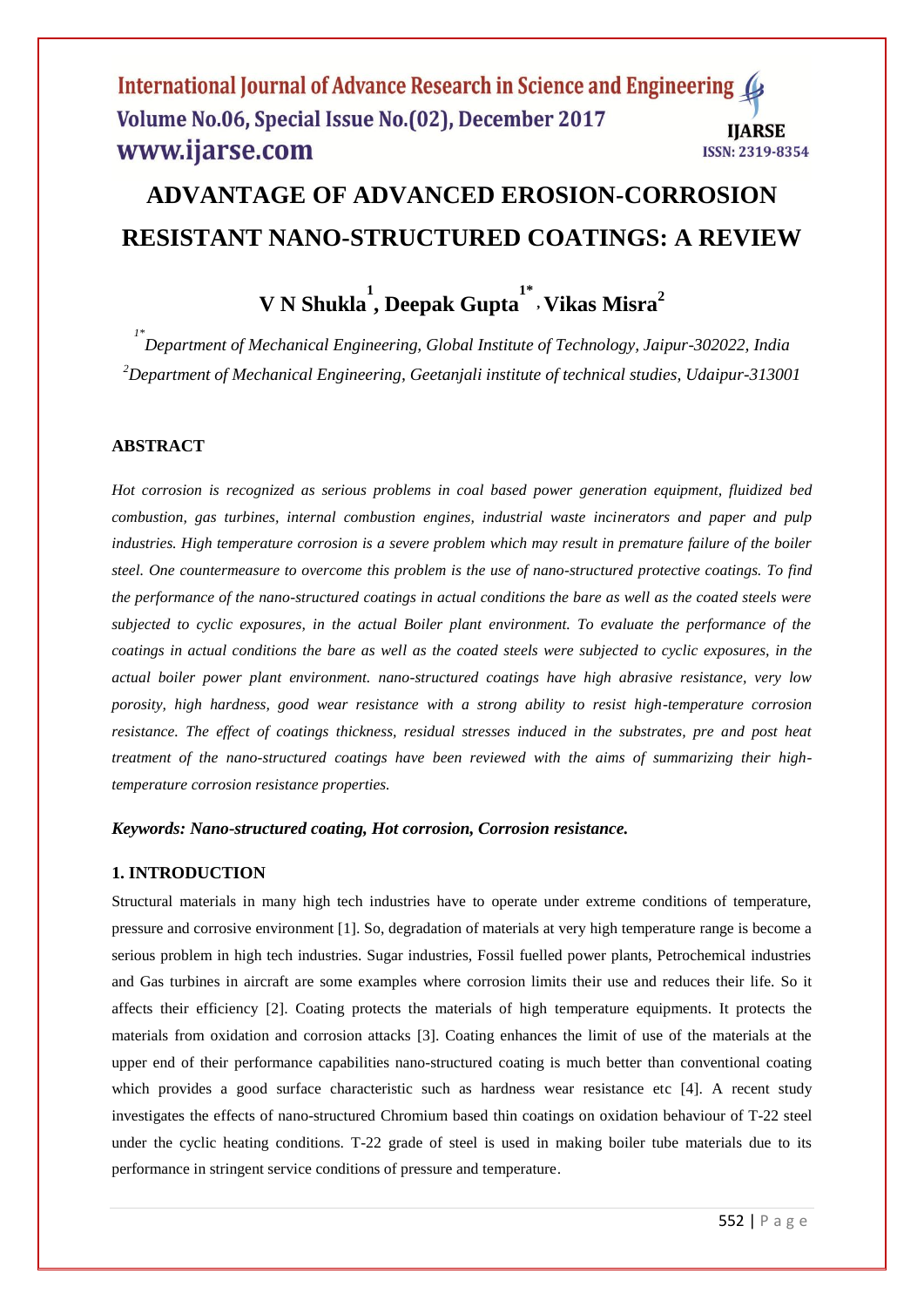# ADVANTAGE OF ADVANCED EROSION-CORROSION RESISTANT NANO-STRUCTURED COATINGS: A REVIEW

**V N Shukla[1], Deepak Gupta[1*], Vikas Misra[2]**

[1*]*Department of Mechanical Engineering, Global Institute of Technology, Jaipur-302022, India*

[2]*Department of Mechanical Engineering, Geetanjali institute of technical studies, Udaipur-313001*

## ABSTRACT

*Hot corrosion is recognized as serious problems in coal based power generation equipment, fluidized bed combustion, gas turbines, internal combustion engines, industrial waste incinerators and paper and pulp industries. High temperature corrosion is a severe problem which may result in premature failure of the boiler steel. One countermeasure to overcome this problem is the use of nano-structured protective coatings. To find the performance of the nano-structured coatings in actual conditions the bare as well as the coated steels were subjected to cyclic exposures, in the actual Boiler plant environment. To evaluate the performance of the coatings in actual conditions the bare as well as the coated steels were subjected to cyclic exposures, in the actual boiler power plant environment. nano-structured coatings have high abrasive resistance, very low porosity, high hardness, good wear resistance with a strong ability to resist high-temperature corrosion resistance. The effect of coatings thickness, residual stresses induced in the substrates, pre and post heat treatment of the nano-structured coatings have been reviewed with the aims of summarizing their high-temperature corrosion resistance properties.*

***Keywords: Nano-structured coating, Hot corrosion, Corrosion resistance.***

## 1. INTRODUCTION

Structural materials in many high tech industries have to operate under extreme conditions of temperature, pressure and corrosive environment [1]. So, degradation of materials at very high temperature range is become a serious problem in high tech industries. Sugar industries, Fossil fuelled power plants, Petrochemical industries and Gas turbines in aircraft are some examples where corrosion limits their use and reduces their life. So it affects their efficiency [2]. Coating protects the materials of high temperature equipments. It protects the materials from oxidation and corrosion attacks [3]. Coating enhances the limit of use of the materials at the upper end of their performance capabilities nano-structured coating is much better than conventional coating which provides a good surface characteristic such as hardness wear resistance etc [4]. A recent study investigates the effects of nano-structured Chromium based thin coatings on oxidation behaviour of T-22 steel under the cyclic heating conditions. T-22 grade of steel is used in making boiler tube materials due to its performance in stringent service conditions of pressure and temperature.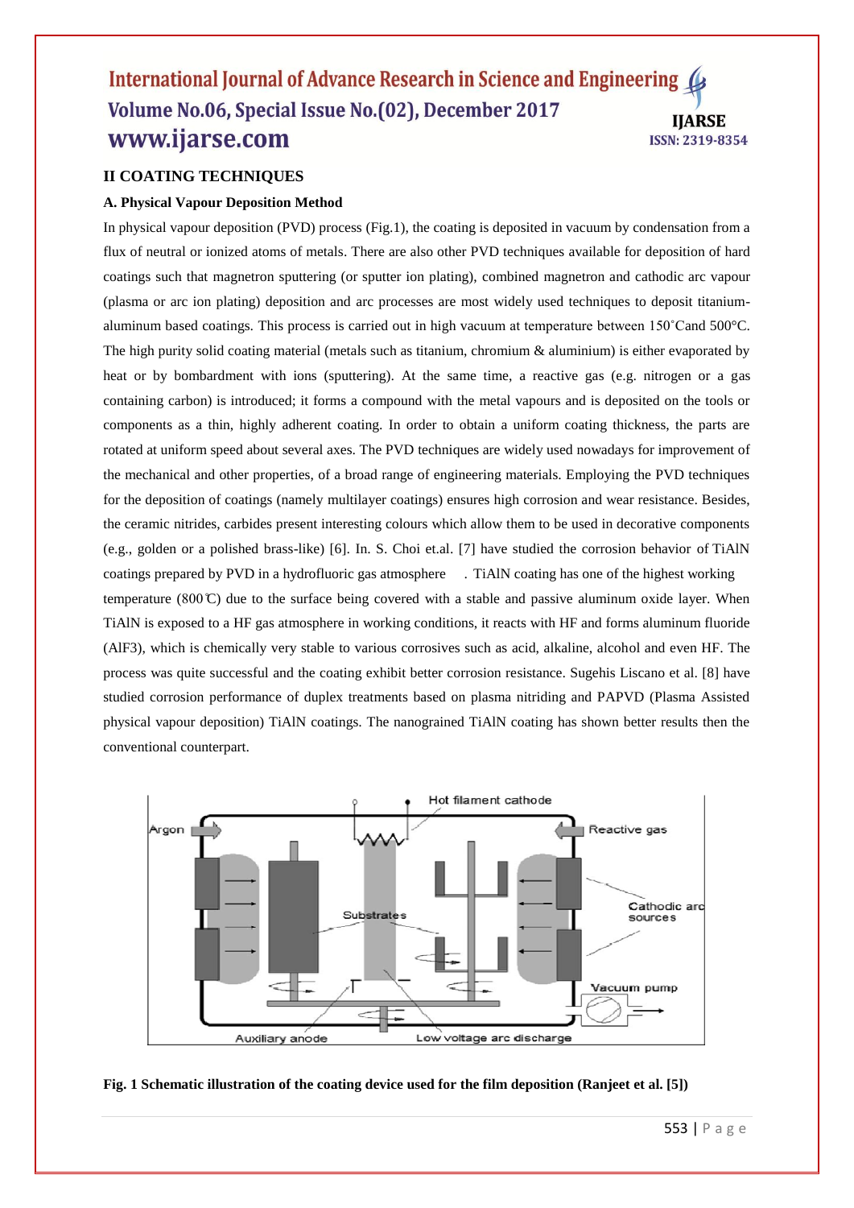## II COATING TECHNIQUES

### A. Physical Vapour Deposition Method

In physical vapour deposition (PVD) process (Fig.1), the coating is deposited in vacuum by condensation from a flux of neutral or ionized atoms of metals. There are also other PVD techniques available for deposition of hard coatings such that magnetron sputtering (or sputter ion plating), combined magnetron and cathodic arc vapour (plasma or arc ion plating) deposition and arc processes are most widely used techniques to deposit titanium-aluminum based coatings. This process is carried out in high vacuum at temperature between 150˚Cand 500°C. The high purity solid coating material (metals such as titanium, chromium & aluminium) is either evaporated by heat or by bombardment with ions (sputtering). At the same time, a reactive gas (e.g. nitrogen or a gas containing carbon) is introduced; it forms a compound with the metal vapours and is deposited on the tools or components as a thin, highly adherent coating. In order to obtain a uniform coating thickness, the parts are rotated at uniform speed about several axes. The PVD techniques are widely used nowadays for improvement of the mechanical and other properties, of a broad range of engineering materials. Employing the PVD techniques for the deposition of coatings (namely multilayer coatings) ensures high corrosion and wear resistance. Besides, the ceramic nitrides, carbides present interesting colours which allow them to be used in decorative components (e.g., golden or a polished brass-like) [6]. In. S. Choi et.al. [7] have studied the corrosion behavior of TiAlN coatings prepared by PVD in a hydrofluoric gas atmosphere . TiAlN coating has one of the highest working temperature (800℃) due to the surface being covered with a stable and passive aluminum oxide layer. When TiAlN is exposed to a HF gas atmosphere in working conditions, it reacts with HF and forms aluminum fluoride ($AlF_3$), which is chemically very stable to various corrosives such as acid, alkaline, alcohol and even HF. The process was quite successful and the coating exhibit better corrosion resistance. Sugehis Liscano et al. [8] have studied corrosion performance of duplex treatments based on plasma nitriding and PAPVD (Plasma Assisted physical vapour deposition) TiAlN coatings. The nanograined TiAlN coating has shown better results then the conventional counterpart.

**Fig. 1 Schematic illustration of the coating device used for the film deposition (Ranjeet et al. [5])**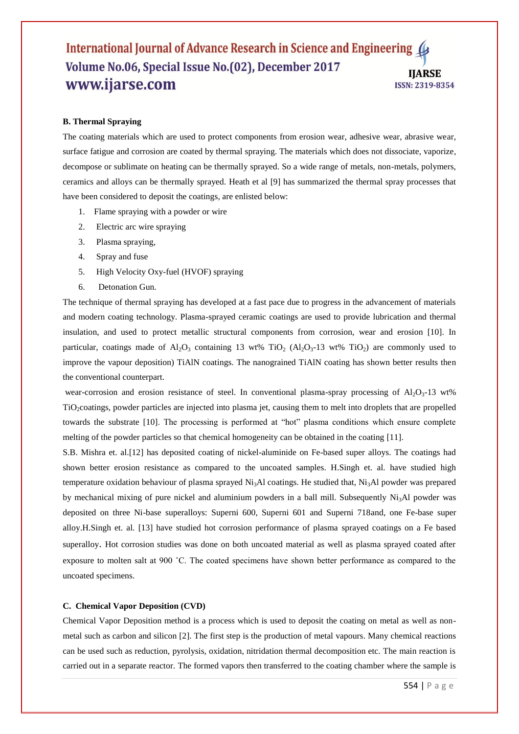**B. Thermal Spraying**

The coating materials which are used to protect components from erosion wear, adhesive wear, abrasive wear, surface fatigue and corrosion are coated by thermal spraying. The materials which does not dissociate, vaporize, decompose or sublimate on heating can be thermally sprayed. So a wide range of metals, non-metals, polymers, ceramics and alloys can be thermally sprayed. Heath et al [9] has summarized the thermal spray processes that have been considered to deposit the coatings, are enlisted below:

1. Flame spraying with a powder or wire
2. Electric arc wire spraying
3. Plasma spraying,
4. Spray and fuse
5. High Velocity Oxy-fuel (HVOF) spraying
6. Detonation Gun.

The technique of thermal spraying has developed at a fast pace due to progress in the advancement of materials and modern coating technology. Plasma-sprayed ceramic coatings are used to provide lubrication and thermal insulation, and used to protect metallic structural components from corrosion, wear and erosion [10]. In particular, coatings made of $Al_2O_3$ containing 13 wt% $TiO_2$ ($Al_2O_3$-13 wt% $TiO_2$) are commonly used to improve the vapour deposition) TiAlN coatings. The nanograined TiAlN coating has shown better results then the conventional counterpart.

wear-corrosion and erosion resistance of steel. In conventional plasma-spray processing of $Al_2O_3$-13 wt% $TiO_2$coatings, powder particles are injected into plasma jet, causing them to melt into droplets that are propelled towards the substrate [10]. The processing is performed at "hot" plasma conditions which ensure complete melting of the powder particles so that chemical homogeneity can be obtained in the coating [11].

S.B. Mishra et. al.[12] has deposited coating of nickel-aluminide on Fe-based super alloys. The coatings had shown better erosion resistance as compared to the uncoated samples. H.Singh et. al. have studied high temperature oxidation behaviour of plasma sprayed $Ni_3Al$ coatings. He studied that, $Ni_3Al$ powder was prepared by mechanical mixing of pure nickel and aluminium powders in a ball mill. Subsequently $Ni_3Al$ powder was deposited on three Ni-base superalloys: Superni 600, Superni 601 and Superni 718and, one Fe-base super alloy.H.Singh et. al. [13] have studied hot corrosion performance of plasma sprayed coatings on a Fe based superalloy. Hot corrosion studies was done on both uncoated material as well as plasma sprayed coated after exposure to molten salt at 900 ˚C. The coated specimens have shown better performance as compared to the uncoated specimens.

**C. Chemical Vapor Deposition (CVD)**

Chemical Vapor Deposition method is a process which is used to deposit the coating on metal as well as non-metal such as carbon and silicon [2]. The first step is the production of metal vapours. Many chemical reactions can be used such as reduction, pyrolysis, oxidation, nitridation thermal decomposition etc. The main reaction is carried out in a separate reactor. The formed vapors then transferred to the coating chamber where the sample is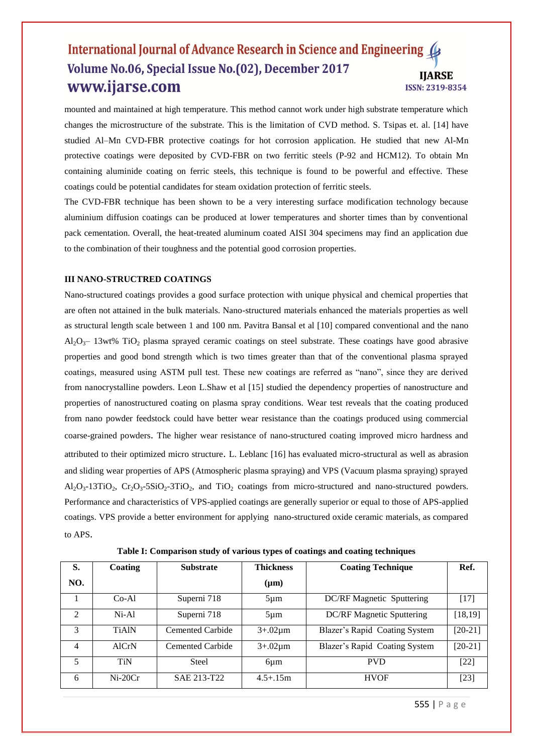mounted and maintained at high temperature. This method cannot work under high substrate temperature which changes the microstructure of the substrate. This is the limitation of CVD method. S. Tsipas et. al. [14] have studied Al–Mn CVD-FBR protective coatings for hot corrosion application. He studied that new Al-Mn protective coatings were deposited by CVD-FBR on two ferritic steels (P-92 and HCM12). To obtain Mn containing aluminide coating on ferric steels, this technique is found to be powerful and effective. These coatings could be potential candidates for steam oxidation protection of ferritic steels.

The CVD-FBR technique has been shown to be a very interesting surface modification technology because aluminium diffusion coatings can be produced at lower temperatures and shorter times than by conventional pack cementation. Overall, the heat-treated aluminum coated AISI 304 specimens may find an application due to the combination of their toughness and the potential good corrosion properties.

## III NANO-STRUCTRED COATINGS

Nano-structured coatings provides a good surface protection with unique physical and chemical properties that are often not attained in the bulk materials. Nano-structured materials enhanced the materials properties as well as structural length scale between 1 and 100 nm. Pavitra Bansal et al [10] compared conventional and the nano $Al_2O_3$– 13wt% $TiO_2$ plasma sprayed ceramic coatings on steel substrate. These coatings have good abrasive properties and good bond strength which is two times greater than that of the conventional plasma sprayed coatings, measured using ASTM pull test. These new coatings are referred as "nano", since they are derived from nanocrystalline powders. Leon L.Shaw et al [15] studied the dependency properties of nanostructure and properties of nanostructured coating on plasma spray conditions. Wear test reveals that the coating produced from nano powder feedstock could have better wear resistance than the coatings produced using commercial coarse-grained powders. The higher wear resistance of nano-structured coating improved micro hardness and attributed to their optimized micro structure. L. Leblanc [16] has evaluated micro-structural as well as abrasion and sliding wear properties of APS (Atmospheric plasma spraying) and VPS (Vacuum plasma spraying) sprayed $Al_2O_3$-13$TiO_2$, $Cr_2O_3$-5$SiO_2$-3$TiO_2$, and $TiO_2$ coatings from micro-structured and nano-structured powders. Performance and characteristics of VPS-applied coatings are generally superior or equal to those of APS-applied coatings. VPS provide a better environment for applying nano-structured oxide ceramic materials, as compared to APS.

**Table I: Comparison study of various types of coatings and coating techniques**

| S. NO. | Coating | Substrate | Thickness (µm) | Coating Technique | Ref. |
|---|---|---|---|---|---|
| 1 | Co-Al | Superni 718 | 5µm | DC/RF Magnetic Sputtering | [17] |
| 2 | Ni-Al | Superni 718 | 5µm | DC/RF Magnetic Sputtering | [18,19] |
| 3 | TiAlN | Cemented Carbide | 3+.02µm | Blazer's Rapid Coating System | [20-21] |
| 4 | AlCrN | Cemented Carbide | 3+.02µm | Blazer's Rapid Coating System | [20-21] |
| 5 | TiN | Steel | 6µm | PVD | [22] |
| 6 | Ni-20Cr | SAE 213-T22 | 4.5+.15m | HVOF | [23] |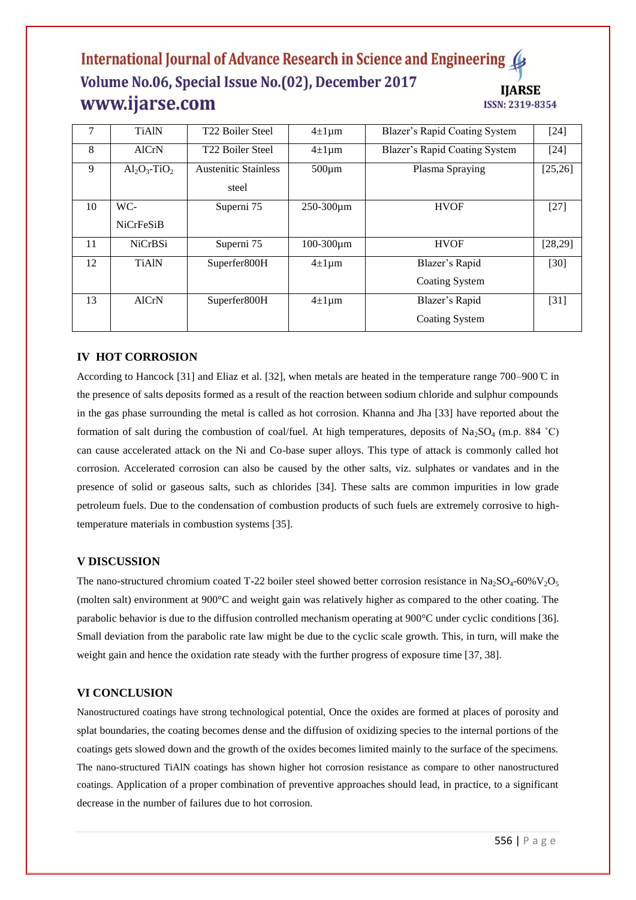| 7 | TiAlN | T22 Boiler Steel | 4±1μm | Blazer's Rapid Coating System | [24] |
|---|---|---|---|---|---|
| 8 | AlCrN | T22 Boiler Steel | 4±1μm | Blazer's Rapid Coating System | [24] |
| 9 | $Al_2O_3$-$TiO_2$ | Austenitic Stainless steel | 500μm | Plasma Spraying | [25,26] |
| 10 | WC-NiCrFeSiB | Superni 75 | 250-300μm | HVOF | [27] |
| 11 | NiCrBSi | Superni 75 | 100-300μm | HVOF | [28,29] |
| 12 | TiAlN | Superfer800H | 4±1μm | Blazer's Rapid Coating System | [30] |
| 13 | AlCrN | Superfer800H | 4±1μm | Blazer's Rapid Coating System | [31] |

## IV HOT CORROSION

According to Hancock [31] and Eliaz et al. [32], when metals are heated in the temperature range 700–900℃ in the presence of salts deposits formed as a result of the reaction between sodium chloride and sulphur compounds in the gas phase surrounding the metal is called as hot corrosion. Khanna and Jha [33] have reported about the formation of salt during the combustion of coal/fuel. At high temperatures, deposits of $Na_2SO_4$ (m.p. 884 ˚C) can cause accelerated attack on the Ni and Co-base super alloys. This type of attack is commonly called hot corrosion. Accelerated corrosion can also be caused by the other salts, viz. sulphates or vandates and in the presence of solid or gaseous salts, such as chlorides [34]. These salts are common impurities in low grade petroleum fuels. Due to the condensation of combustion products of such fuels are extremely corrosive to high-temperature materials in combustion systems [35].

## V DISCUSSION

The nano-structured chromium coated T-22 boiler steel showed better corrosion resistance in $Na_2SO_4$-60%$V_2O_5$ (molten salt) environment at 900°C and weight gain was relatively higher as compared to the other coating. The parabolic behavior is due to the diffusion controlled mechanism operating at 900°C under cyclic conditions [36]. Small deviation from the parabolic rate law might be due to the cyclic scale growth. This, in turn, will make the weight gain and hence the oxidation rate steady with the further progress of exposure time [37, 38].

## VI CONCLUSION

Nanostructured coatings have strong technological potential, Once the oxides are formed at places of porosity and splat boundaries, the coating becomes dense and the diffusion of oxidizing species to the internal portions of the coatings gets slowed down and the growth of the oxides becomes limited mainly to the surface of the specimens. The nano-structured TiAlN coatings has shown higher hot corrosion resistance as compare to other nanostructured coatings. Application of a proper combination of preventive approaches should lead, in practice, to a significant decrease in the number of failures due to hot corrosion.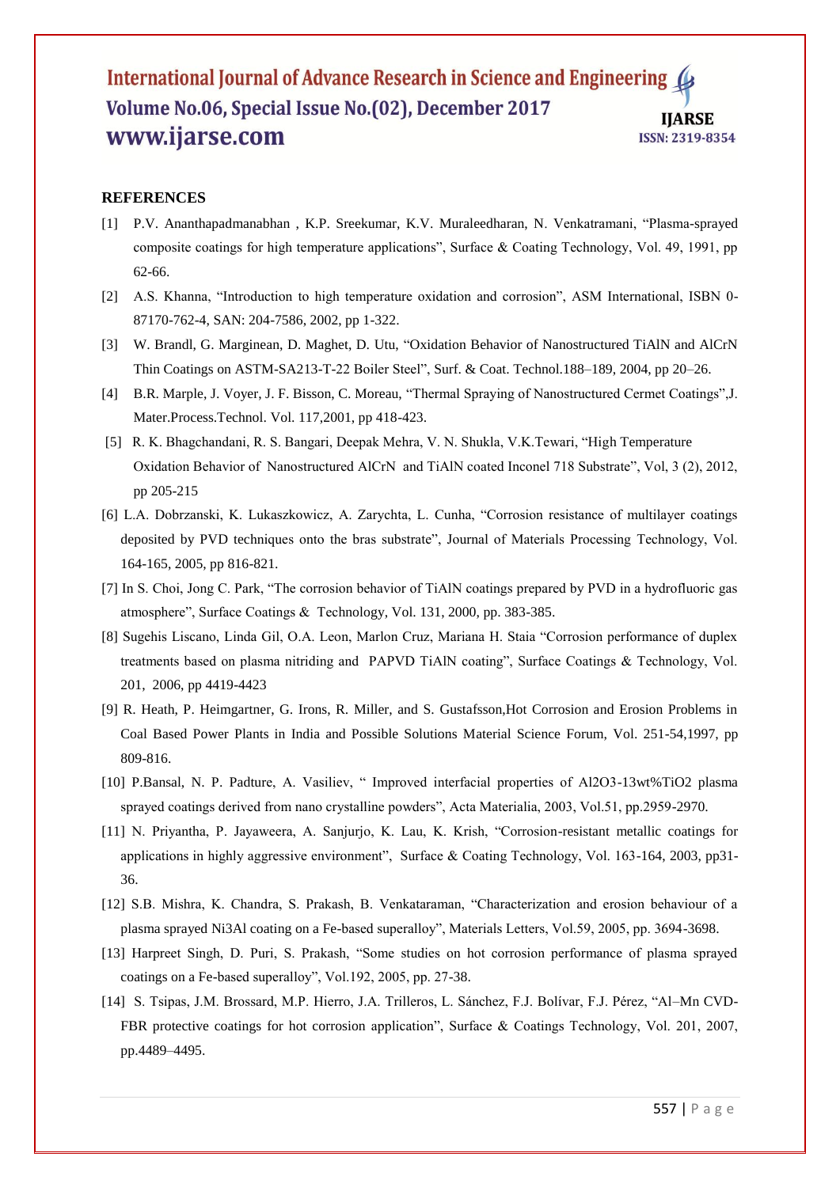## REFERENCES

[1] P.V. Ananthapadmanabhan , K.P. Sreekumar, K.V. Muraleedharan, N. Venkatramani, "Plasma-sprayed composite coatings for high temperature applications", Surface & Coating Technology, Vol. 49, 1991, pp 62-66.

[2] A.S. Khanna, "Introduction to high temperature oxidation and corrosion", ASM International, ISBN 0-87170-762-4, SAN: 204-7586, 2002, pp 1-322.

[3] W. Brandl, G. Marginean, D. Maghet, D. Utu, "Oxidation Behavior of Nanostructured TiAlN and AlCrN Thin Coatings on ASTM-SA213-T-22 Boiler Steel", Surf. & Coat. Technol.188–189, 2004, pp 20–26.

[4] B.R. Marple, J. Voyer, J. F. Bisson, C. Moreau, "Thermal Spraying of Nanostructured Cermet Coatings",J. Mater.Process.Technol. Vol. 117,2001, pp 418-423.

[5] R. K. Bhagchandani, R. S. Bangari, Deepak Mehra, V. N. Shukla, V.K.Tewari, "High Temperature Oxidation Behavior of Nanostructured AlCrN and TiAlN coated Inconel 718 Substrate", Vol, 3 (2), 2012, pp 205-215

[6] L.A. Dobrzanski, K. Lukaszkowicz, A. Zarychta, L. Cunha, "Corrosion resistance of multilayer coatings deposited by PVD techniques onto the bras substrate", Journal of Materials Processing Technology, Vol. 164-165, 2005, pp 816-821.

[7] In S. Choi, Jong C. Park, "The corrosion behavior of TiAlN coatings prepared by PVD in a hydrofluoric gas atmosphere", Surface Coatings & Technology, Vol. 131, 2000, pp. 383-385.

[8] Sugehis Liscano, Linda Gil, O.A. Leon, Marlon Cruz, Mariana H. Staia "Corrosion performance of duplex treatments based on plasma nitriding and PAPVD TiAlN coating", Surface Coatings & Technology, Vol. 201, 2006, pp 4419-4423

[9] R. Heath, P. Heimgartner, G. Irons, R. Miller, and S. Gustafsson,Hot Corrosion and Erosion Problems in Coal Based Power Plants in India and Possible Solutions Material Science Forum, Vol. 251-54,1997, pp 809-816.

[10] P.Bansal, N. P. Padture, A. Vasiliev, " Improved interfacial properties of $Al_2O_3$-13wt%$TiO_2$ plasma sprayed coatings derived from nano crystalline powders", Acta Materialia, 2003, Vol.51, pp.2959-2970.

[11] N. Priyantha, P. Jayaweera, A. Sanjurjo, K. Lau, K. Krish, "Corrosion-resistant metallic coatings for applications in highly aggressive environment", Surface & Coating Technology, Vol. 163-164, 2003, pp31-36.

[12] S.B. Mishra, K. Chandra, S. Prakash, B. Venkataraman, "Characterization and erosion behaviour of a plasma sprayed $Ni_3Al$ coating on a Fe-based superalloy", Materials Letters, Vol.59, 2005, pp. 3694-3698.

[13] Harpreet Singh, D. Puri, S. Prakash, "Some studies on hot corrosion performance of plasma sprayed coatings on a Fe-based superalloy", Vol.192, 2005, pp. 27-38.

[14] S. Tsipas, J.M. Brossard, M.P. Hierro, J.A. Trilleros, L. Sánchez, F.J. Bolívar, F.J. Pérez, "Al–Mn CVD-FBR protective coatings for hot corrosion application", Surface & Coatings Technology, Vol. 201, 2007, pp.4489–4495.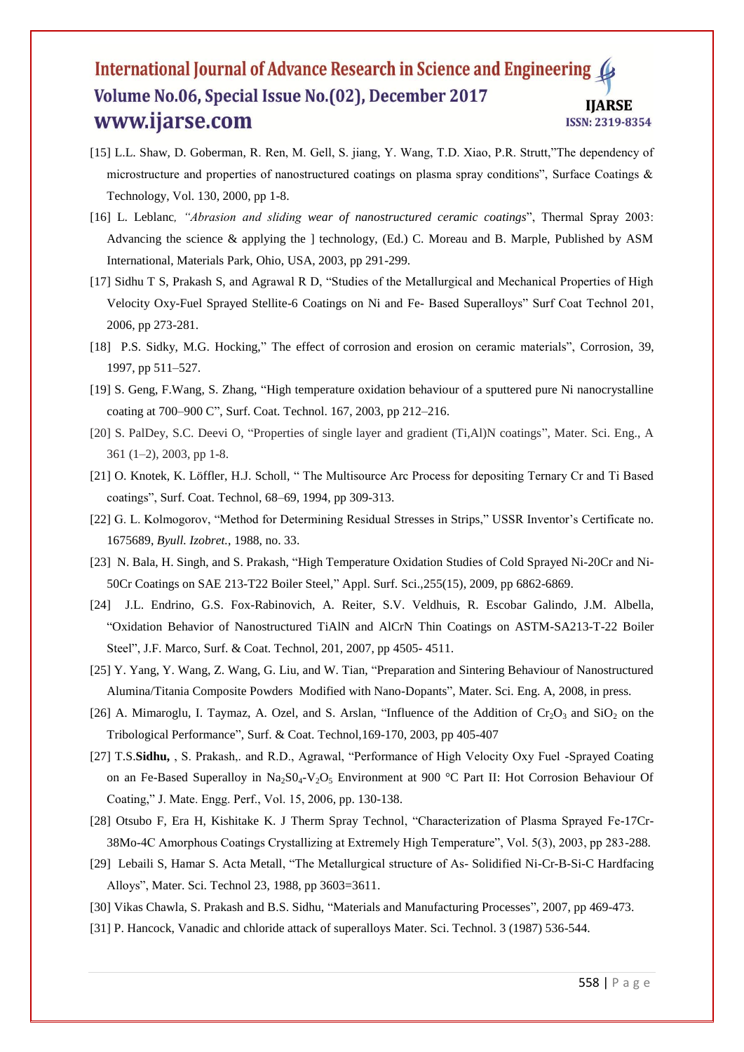[15] L.L. Shaw, D. Goberman, R. Ren, M. Gell, S. jiang, Y. Wang, T.D. Xiao, P.R. Strutt,"The dependency of microstructure and properties of nanostructured coatings on plasma spray conditions", Surface Coatings & Technology, Vol. 130, 2000, pp 1-8.

[16] L. Leblanc, *"Abrasion and sliding wear of nanostructured ceramic coatings*", Thermal Spray 2003: Advancing the science & applying the ] technology, (Ed.) C. Moreau and B. Marple, Published by ASM International, Materials Park, Ohio, USA, 2003, pp 291-299.

[17] Sidhu T S, Prakash S, and Agrawal R D, "Studies of the Metallurgical and Mechanical Properties of High Velocity Oxy-Fuel Sprayed Stellite-6 Coatings on Ni and Fe- Based Superalloys" Surf Coat Technol 201, 2006, pp 273-281.

[18] P.S. Sidky, M.G. Hocking," The effect of corrosion and erosion on ceramic materials", Corrosion, 39, 1997, pp 511–527.

[19] S. Geng, F.Wang, S. Zhang, "High temperature oxidation behaviour of a sputtered pure Ni nanocrystalline coating at 700–900 C", Surf. Coat. Technol. 167, 2003, pp 212–216.

[20] S. PalDey, S.C. Deevi O, "Properties of single layer and gradient (Ti,Al)N coatings", Mater. Sci. Eng., A 361 (1–2), 2003, pp 1-8.

[21] O. Knotek, K. Löffler, H.J. Scholl, " The Multisource Arc Process for depositing Ternary Cr and Ti Based coatings", Surf. Coat. Technol, 68–69, 1994, pp 309-313.

[22] G. L. Kolmogorov, "Method for Determining Residual Stresses in Strips," USSR Inventor's Certificate no. 1675689, *Byull. Izobret.*, 1988, no. 33.

[23] N. Bala, H. Singh, and S. Prakash, "High Temperature Oxidation Studies of Cold Sprayed Ni-20Cr and Ni-50Cr Coatings on SAE 213-T22 Boiler Steel," Appl. Surf. Sci.,255(15), 2009, pp 6862-6869.

[24] J.L. Endrino, G.S. Fox-Rabinovich, A. Reiter, S.V. Veldhuis, R. Escobar Galindo, J.M. Albella, "Oxidation Behavior of Nanostructured TiAlN and AlCrN Thin Coatings on ASTM-SA213-T-22 Boiler Steel", J.F. Marco, Surf. & Coat. Technol, 201, 2007, pp 4505- 4511.

[25] Y. Yang, Y. Wang, Z. Wang, G. Liu, and W. Tian, "Preparation and Sintering Behaviour of Nanostructured Alumina/Titania Composite Powders Modified with Nano-Dopants", Mater. Sci. Eng. A, 2008, in press.

[26] A. Mimaroglu, I. Taymaz, A. Ozel, and S. Arslan, "Influence of the Addition of $Cr_2O_3$ and $SiO_2$ on the Tribological Performance", Surf. & Coat. Technol,169-170, 2003, pp 405-407

[27] T.S.**Sidhu,** , S. Prakash,. and R.D., Agrawal, "Performance of High Velocity Oxy Fuel -Sprayed Coating on an Fe-Based Superalloy in $Na_2S0_4$-$V_2O_5$ Environment at 900 °C Part II: Hot Corrosion Behaviour Of Coating," J. Mate. Engg. Perf., Vol. 15, 2006, pp. 130-138.

[28] Otsubo F, Era H, Kishitake K. J Therm Spray Technol, "Characterization of Plasma Sprayed Fe-17Cr-38Mo-4C Amorphous Coatings Crystallizing at Extremely High Temperature", Vol. 5(3), 2003, pp 283-288.

[29] Lebaili S, Hamar S. Acta Metall, "The Metallurgical structure of As- Solidified Ni-Cr-B-Si-C Hardfacing Alloys", Mater. Sci. Technol 23, 1988, pp 3603=3611.

[30] Vikas Chawla, S. Prakash and B.S. Sidhu, "Materials and Manufacturing Processes", 2007, pp 469-473.

[31] P. Hancock, Vanadic and chloride attack of superalloys Mater. Sci. Technol. 3 (1987) 536-544.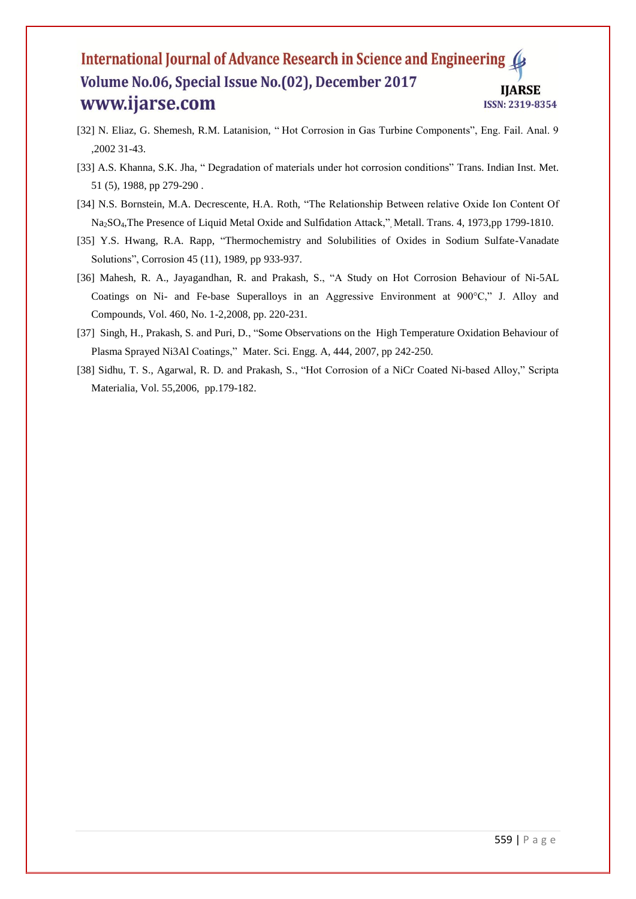[32] N. Eliaz, G. Shemesh, R.M. Latanision, " Hot Corrosion in Gas Turbine Components", Eng. Fail. Anal. 9 ,2002 31-43.

[33] A.S. Khanna, S.K. Jha, " Degradation of materials under hot corrosion conditions" Trans. Indian Inst. Met. 51 (5), 1988, pp 279-290 .

[34] N.S. Bornstein, M.A. Decrescente, H.A. Roth, "The Relationship Between relative Oxide Ion Content Of $Na_2SO_4$,The Presence of Liquid Metal Oxide and Sulfidation Attack,", Metall. Trans. 4, 1973,pp 1799-1810.

[35] Y.S. Hwang, R.A. Rapp, "Thermochemistry and Solubilities of Oxides in Sodium Sulfate-Vanadate Solutions", Corrosion 45 (11), 1989, pp 933-937.

[36] Mahesh, R. A., Jayagandhan, R. and Prakash, S., "A Study on Hot Corrosion Behaviour of Ni-5AL Coatings on Ni- and Fe-base Superalloys in an Aggressive Environment at 900°C," J. Alloy and Compounds, Vol. 460, No. 1-2,2008, pp. 220-231.

[37] Singh, H., Prakash, S. and Puri, D., "Some Observations on the High Temperature Oxidation Behaviour of Plasma Sprayed Ni3Al Coatings," Mater. Sci. Engg. A, 444, 2007, pp 242-250.

[38] Sidhu, T. S., Agarwal, R. D. and Prakash, S., "Hot Corrosion of a NiCr Coated Ni-based Alloy," Scripta Materialia, Vol. 55,2006, pp.179-182.